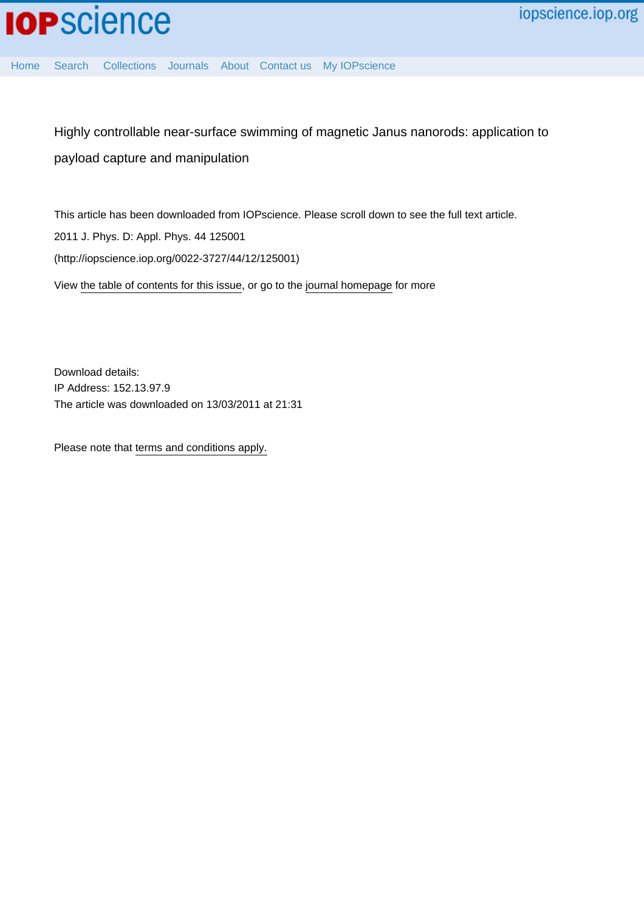# Highly controllable near-surface swimming of magnetic Janus nanorods: application to payload capture and manipulation

This article has been downloaded from IOPscience. Please scroll down to see the full text article.

2011 J. Phys. D: Appl. Phys. 44 125001

(http://iopscience.iop.org/0022-3727/44/12/125001)

View the table of contents for this issue, or go to the journal homepage for more

Download details:
IP Address: 152.13.97.9
The article was downloaded on 13/03/2011 at 21:31

Please note that terms and conditions apply.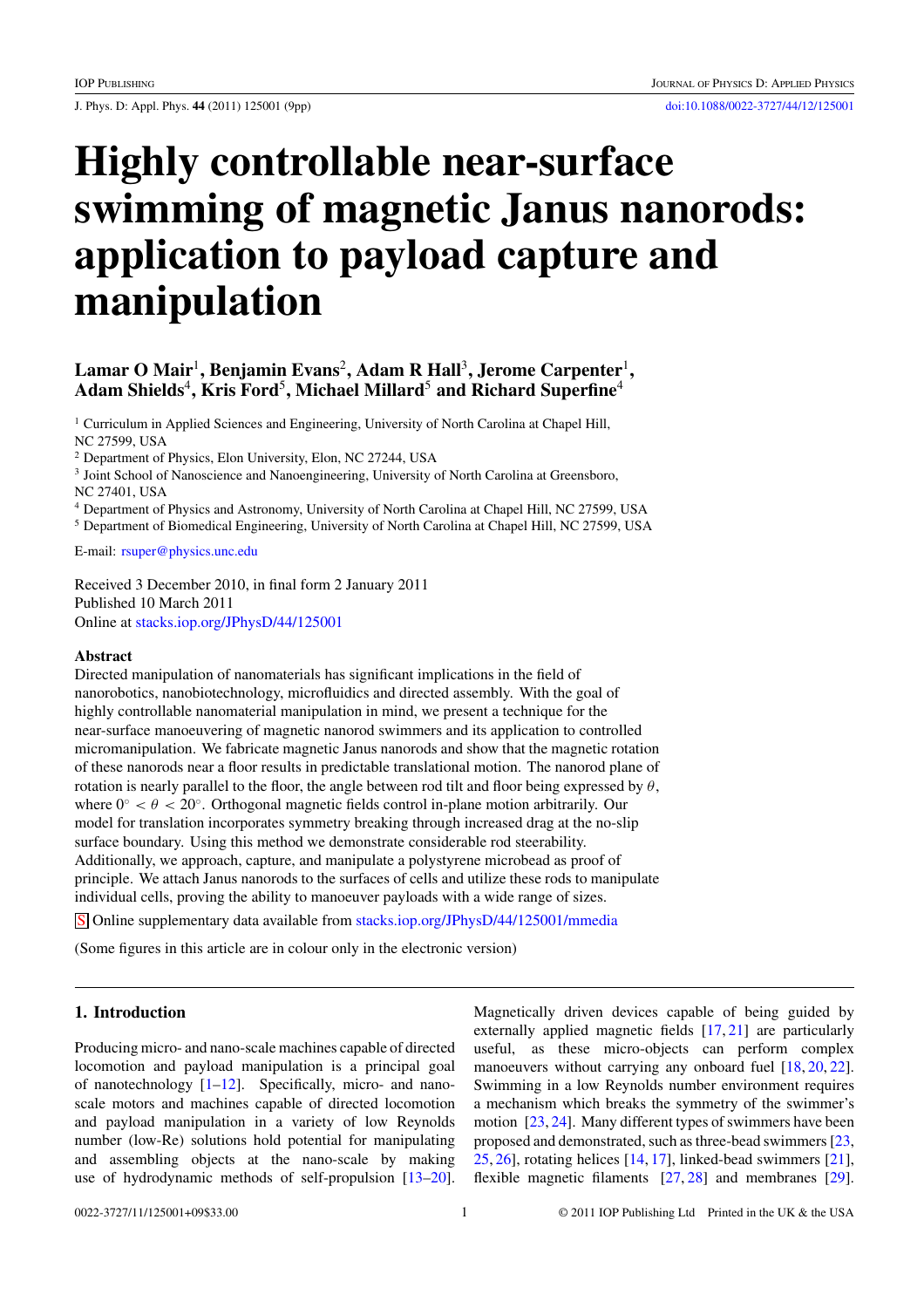# Highly controllable near-surface swimming of magnetic Janus nanorods: application to payload capture and manipulation

**Lamar O Mair**[1], **Benjamin Evans**[2], **Adam R Hall**[3], **Jerome Carpenter**[1], **Adam Shields**[4], **Kris Ford**[5], **Michael Millard**[5] **and Richard Superfine**[4]

[1] Curriculum in Applied Sciences and Engineering, University of North Carolina at Chapel Hill, NC 27599, USA

[2] Department of Physics, Elon University, Elon, NC 27244, USA

[3] Joint School of Nanoscience and Nanoengineering, University of North Carolina at Greensboro, NC 27401, USA

[4] Department of Physics and Astronomy, University of North Carolina at Chapel Hill, NC 27599, USA

[5] Department of Biomedical Engineering, University of North Carolina at Chapel Hill, NC 27599, USA

E-mail: rsuper@physics.unc.edu

Received 3 December 2010, in final form 2 January 2011
Published 10 March 2011
Online at stacks.iop.org/JPhysD/44/125001

## Abstract

Directed manipulation of nanomaterials has significant implications in the field of nanorobotics, nanobiotechnology, microfluidics and directed assembly. With the goal of highly controllable nanomaterial manipulation in mind, we present a technique for the near-surface manoeuvering of magnetic nanorod swimmers and its application to controlled micromanipulation. We fabricate magnetic Janus nanorods and show that the magnetic rotation of these nanorods near a floor results in predictable translational motion. The nanorod plane of rotation is nearly parallel to the floor, the angle between rod tilt and floor being expressed by $\theta$, where $0^\circ < \theta < 20^\circ$. Orthogonal magnetic fields control in-plane motion arbitrarily. Our model for translation incorporates symmetry breaking through increased drag at the no-slip surface boundary. Using this method we demonstrate considerable rod steerability. Additionally, we approach, capture, and manipulate a polystyrene microbead as proof of principle. We attach Janus nanorods to the surfaces of cells and utilize these rods to manipulate individual cells, proving the ability to manoeuver payloads with a wide range of sizes.

S Online supplementary data available from stacks.iop.org/JPhysD/44/125001/mmedia

(Some figures in this article are in colour only in the electronic version)

## 1. Introduction

Producing micro- and nano-scale machines capable of directed locomotion and payload manipulation is a principal goal of nanotechnology [1–12]. Specifically, micro- and nano-scale motors and machines capable of directed locomotion and payload manipulation in a variety of low Reynolds number (low-Re) solutions hold potential for manipulating and assembling objects at the nano-scale by making use of hydrodynamic methods of self-propulsion [13–20]. Magnetically driven devices capable of being guided by externally applied magnetic fields [17, 21] are particularly useful, as these micro-objects can perform complex manoeuvers without carrying any onboard fuel [18, 20, 22]. Swimming in a low Reynolds number environment requires a mechanism which breaks the symmetry of the swimmer's motion [23, 24]. Many different types of swimmers have been proposed and demonstrated, such as three-bead swimmers [23, 25, 26], rotating helices [14, 17], linked-bead swimmers [21], flexible magnetic filaments [27, 28] and membranes [29].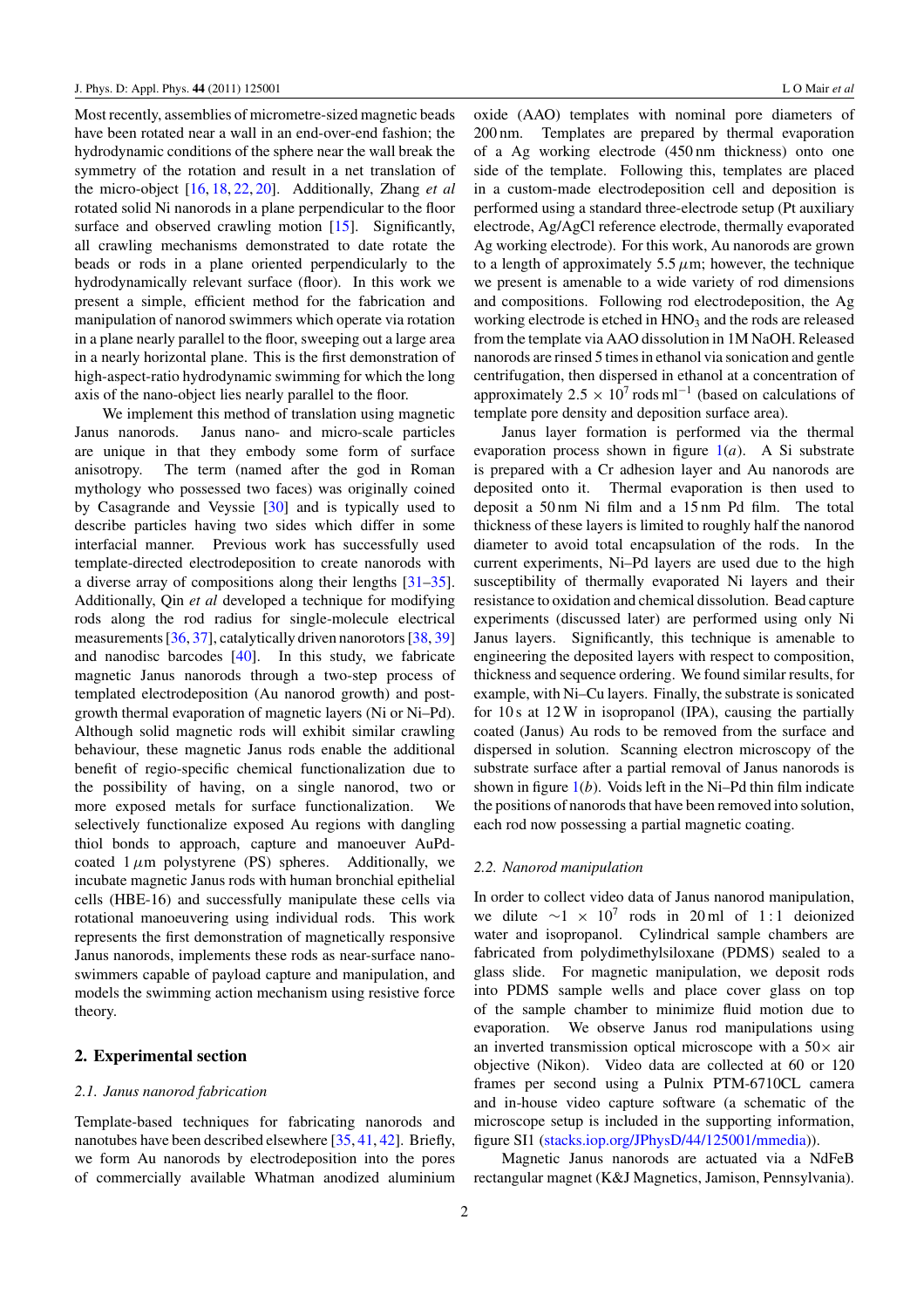Most recently, assemblies of micrometre-sized magnetic beads have been rotated near a wall in an end-over-end fashion; the hydrodynamic conditions of the sphere near the wall break the symmetry of the rotation and result in a net translation of the micro-object [16, 18, 22, 20]. Additionally, Zhang *et al* rotated solid Ni nanorods in a plane perpendicular to the floor surface and observed crawling motion [15]. Significantly, all crawling mechanisms demonstrated to date rotate the beads or rods in a plane oriented perpendicularly to the hydrodynamically relevant surface (floor). In this work we present a simple, efficient method for the fabrication and manipulation of nanorod swimmers which operate via rotation in a plane nearly parallel to the floor, sweeping out a large area in a nearly horizontal plane. This is the first demonstration of high-aspect-ratio hydrodynamic swimming for which the long axis of the nano-object lies nearly parallel to the floor.

We implement this method of translation using magnetic Janus nanorods. Janus nano- and micro-scale particles are unique in that they embody some form of surface anisotropy. The term (named after the god in Roman mythology who possessed two faces) was originally coined by Casagrande and Veyssie [30] and is typically used to describe particles having two sides which differ in some interfacial manner. Previous work has successfully used template-directed electrodeposition to create nanorods with a diverse array of compositions along their lengths [31–35]. Additionally, Qin *et al* developed a technique for modifying rods along the rod radius for single-molecule electrical measurements [36, 37], catalytically driven nanorotors [38, 39] and nanodisc barcodes [40]. In this study, we fabricate magnetic Janus nanorods through a two-step process of templated electrodeposition (Au nanorod growth) and post-growth thermal evaporation of magnetic layers (Ni or Ni–Pd). Although solid magnetic rods will exhibit similar crawling behaviour, these magnetic Janus rods enable the additional benefit of regio-specific chemical functionalization due to the possibility of having, on a single nanorod, two or more exposed metals for surface functionalization. We selectively functionalize exposed Au regions with dangling thiol bonds to approach, capture and manoeuver AuPd-coated 1 $\mu$m polystyrene (PS) spheres. Additionally, we incubate magnetic Janus rods with human bronchial epithelial cells (HBE-16) and successfully manipulate these cells via rotational manoeuvering using individual rods. This work represents the first demonstration of magnetically responsive Janus nanorods, implements these rods as near-surface nano-swimmers capable of payload capture and manipulation, and models the swimming action mechanism using resistive force theory.

## 2. Experimental section

### 2.1. Janus nanorod fabrication

Template-based techniques for fabricating nanorods and nanotubes have been described elsewhere [35, 41, 42]. Briefly, we form Au nanorods by electrodeposition into the pores of commercially available Whatman anodized aluminium oxide (AAO) templates with nominal pore diameters of 200 nm. Templates are prepared by thermal evaporation of a Ag working electrode (450 nm thickness) onto one side of the template. Following this, templates are placed in a custom-made electrodeposition cell and deposition is performed using a standard three-electrode setup (Pt auxiliary electrode, Ag/AgCl reference electrode, thermally evaporated Ag working electrode). For this work, Au nanorods are grown to a length of approximately 5.5 $\mu$m; however, the technique we present is amenable to a wide variety of rod dimensions and compositions. Following rod electrodeposition, the Ag working electrode is etched in $HNO_3$ and the rods are released from the template via AAO dissolution in 1M NaOH. Released nanorods are rinsed 5 times in ethanol via sonication and gentle centrifugation, then dispersed in ethanol at a concentration of approximately $2.5 \times 10^7$ rods ml$^{-1}$ (based on calculations of template pore density and deposition surface area).

Janus layer formation is performed via the thermal evaporation process shown in figure 1(*a*). A Si substrate is prepared with a Cr adhesion layer and Au nanorods are deposited onto it. Thermal evaporation is then used to deposit a 50 nm Ni film and a 15 nm Pd film. The total thickness of these layers is limited to roughly half the nanorod diameter to avoid total encapsulation of the rods. In the current experiments, Ni–Pd layers are used due to the high susceptibility of thermally evaporated Ni layers and their resistance to oxidation and chemical dissolution. Bead capture experiments (discussed later) are performed using only Ni Janus layers. Significantly, this technique is amenable to engineering the deposited layers with respect to composition, thickness and sequence ordering. We found similar results, for example, with Ni–Cu layers. Finally, the substrate is sonicated for 10 s at 12 W in isopropanol (IPA), causing the partially coated (Janus) Au rods to be removed from the surface and dispersed in solution. Scanning electron microscopy of the substrate surface after a partial removal of Janus nanorods is shown in figure 1(*b*). Voids left in the Ni–Pd thin film indicate the positions of nanorods that have been removed into solution, each rod now possessing a partial magnetic coating.

### 2.2. Nanorod manipulation

In order to collect video data of Janus nanorod manipulation, we dilute $\sim 1 \times 10^7$ rods in 20 ml of 1 : 1 deionized water and isopropanol. Cylindrical sample chambers are fabricated from polydimethylsiloxane (PDMS) sealed to a glass slide. For magnetic manipulation, we deposit rods into PDMS sample wells and place cover glass on top of the sample chamber to minimize fluid motion due to evaporation. We observe Janus rod manipulations using an inverted transmission optical microscope with a 50× air objective (Nikon). Video data are collected at 60 or 120 frames per second using a Pulnix PTM-6710CL camera and in-house video capture software (a schematic of the microscope setup is included in the supporting information, figure SI1 (stacks.iop.org/JPhysD/44/125001/mmedia)).

Magnetic Janus nanorods are actuated via a NdFeB rectangular magnet (K&J Magnetics, Jamison, Pennsylvania).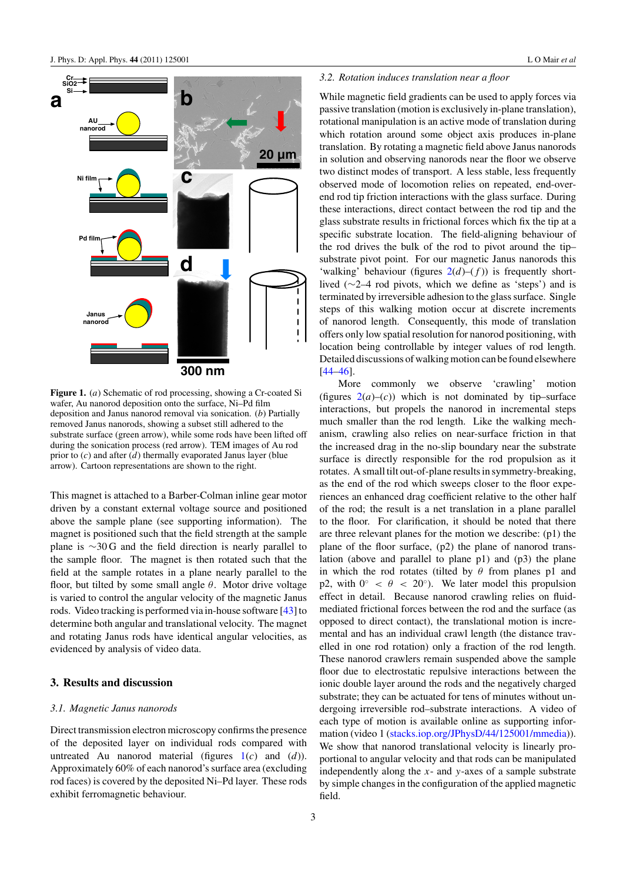**Figure 1.** (*a*) Schematic of rod processing, showing a Cr-coated Si wafer, Au nanorod deposition onto the surface, Ni–Pd film deposition and Janus nanorod removal via sonication. (*b*) Partially removed Janus nanorods, showing a subset still adhered to the substrate surface (green arrow), while some rods have been lifted off during the sonication process (red arrow). TEM images of Au rod prior to (*c*) and after (*d*) thermally evaporated Janus layer (blue arrow). Cartoon representations are shown to the right.

This magnet is attached to a Barber-Colman inline gear motor driven by a constant external voltage source and positioned above the sample plane (see supporting information). The magnet is positioned such that the field strength at the sample plane is ∼30 G and the field direction is nearly parallel to the sample floor. The magnet is then rotated such that the field at the sample rotates in a plane nearly parallel to the floor, but tilted by some small angle $\theta$. Motor drive voltage is varied to control the angular velocity of the magnetic Janus rods. Video tracking is performed via in-house software [43] to determine both angular and translational velocity. The magnet and rotating Janus rods have identical angular velocities, as evidenced by analysis of video data.

## 3. Results and discussion

### 3.1. Magnetic Janus nanorods

Direct transmission electron microscopy confirms the presence of the deposited layer on individual rods compared with untreated Au nanorod material (figures 1(*c*) and (*d*)). Approximately 60% of each nanorod's surface area (excluding rod faces) is covered by the deposited Ni–Pd layer. These rods exhibit ferromagnetic behaviour.

### 3.2. Rotation induces translation near a floor

While magnetic field gradients can be used to apply forces via passive translation (motion is exclusively in-plane translation), rotational manipulation is an active mode of translation during which rotation around some object axis produces in-plane translation. By rotating a magnetic field above Janus nanorods in solution and observing nanorods near the floor we observe two distinct modes of transport. A less stable, less frequently observed mode of locomotion relies on repeated, end-over-end rod tip friction interactions with the glass surface. During these interactions, direct contact between the rod tip and the glass substrate results in frictional forces which fix the tip at a specific substrate location. The field-aligning behaviour of the rod drives the bulk of the rod to pivot around the tip–substrate pivot point. For our magnetic Janus nanorods this 'walking' behaviour (figures 2(*d*)–(*f*)) is frequently short-lived (∼2–4 rod pivots, which we define as 'steps') and is terminated by irreversible adhesion to the glass surface. Single steps of this walking motion occur at discrete increments of nanorod length. Consequently, this mode of translation offers only low spatial resolution for nanorod positioning, with location being controllable by integer values of rod length. Detailed discussions of walking motion can be found elsewhere [44–46].

More commonly we observe 'crawling' motion (figures 2(*a*)–(*c*)) which is not dominated by tip–surface interactions, but propels the nanorod in incremental steps much smaller than the rod length. Like the walking mechanism, crawling also relies on near-surface friction in that the increased drag in the no-slip boundary near the substrate surface is directly responsible for the rod propulsion as it rotates. A small tilt out-of-plane results in symmetry-breaking, as the end of the rod which sweeps closer to the floor experiences an enhanced drag coefficient relative to the other half of the rod; the result is a net translation in a plane parallel to the floor. For clarification, it should be noted that there are three relevant planes for the motion we describe: (p1) the plane of the floor surface, (p2) the plane of nanorod translation (above and parallel to plane p1) and (p3) the plane in which the rod rotates (tilted by $\theta$ from planes p1 and p2, with $0^\circ < \theta < 20^\circ$). We later model this propulsion effect in detail. Because nanorod crawling relies on fluid-mediated frictional forces between the rod and the surface (as opposed to direct contact), the translational motion is incremental and has an individual crawl length (the distance travelled in one rod rotation) only a fraction of the rod length. These nanorod crawlers remain suspended above the sample floor due to electrostatic repulsive interactions between the ionic double layer around the rods and the negatively charged substrate; they can be actuated for tens of minutes without undergoing irreversible rod–substrate interactions. A video of each type of motion is available online as supporting information (video 1 (stacks.iop.org/JPhysD/44/125001/mmedia)). We show that nanorod translational velocity is linearly proportional to angular velocity and that rods can be manipulated independently along the $x$- and $y$-axes of a sample substrate by simple changes in the configuration of the applied magnetic field.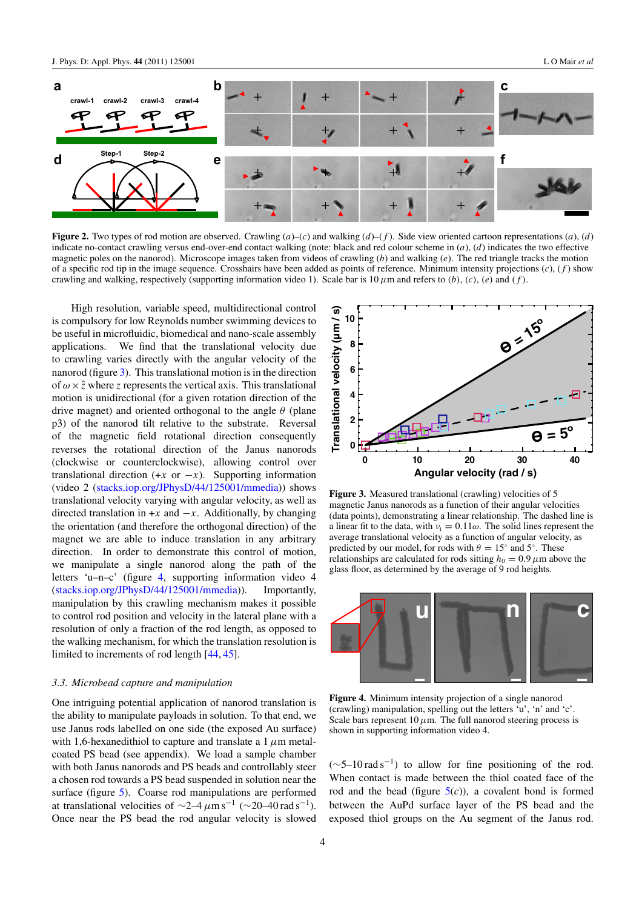**Figure 2.** Two types of rod motion are observed. Crawling (*a*)–(*c*) and walking (*d*)–(*f*). Side view oriented cartoon representations (*a*), (*d*) indicate no-contact crawling versus end-over-end contact walking (note: black and red colour scheme in (*a*), (*d*) indicates the two effective magnetic poles on the nanorod). Microscope images taken from videos of crawling (*b*) and walking (*e*). The red triangle tracks the motion of a specific rod tip in the image sequence. Crosshairs have been added as points of reference. Minimum intensity projections (*c*), (*f*) show crawling and walking, respectively (supporting information video 1). Scale bar is 10 $\mu$m and refers to (*b*), (*c*), (*e*) and (*f*).

High resolution, variable speed, multidirectional control is compulsory for low Reynolds number swimming devices to be useful in microfluidic, biomedical and nano-scale assembly applications. We find that the translational velocity due to crawling varies directly with the angular velocity of the nanorod (figure 3). This translational motion is in the direction of $\omega \times \hat{z}$ where $z$ represents the vertical axis. This translational motion is unidirectional (for a given rotation direction of the drive magnet) and oriented orthogonal to the angle $\theta$ (plane p3) of the nanorod tilt relative to the substrate. Reversal of the magnetic field rotational direction consequently reverses the rotational direction of the Janus nanorods (clockwise or counterclockwise), allowing control over translational direction ($+x$ or $-x$). Supporting information (video 2 (stacks.iop.org/JPhysD/44/125001/mmedia)) shows translational velocity varying with angular velocity, as well as directed translation in $+x$ and $-x$. Additionally, by changing the orientation (and therefore the orthogonal direction) of the magnet we are able to induce translation in any arbitrary direction. In order to demonstrate this control of motion, we manipulate a single nanorod along the path of the letters 'u–n–c' (figure 4, supporting information video 4 (stacks.iop.org/JPhysD/44/125001/mmedia)). Importantly, manipulation by this crawling mechanism makes it possible to control rod position and velocity in the lateral plane with a resolution of only a fraction of the rod length, as opposed to the walking mechanism, for which the translation resolution is limited to increments of rod length [44, 45].

**Figure 3.** Measured translational (crawling) velocities of 5 magnetic Janus nanorods as a function of their angular velocities (data points), demonstrating a linear relationship. The dashed line is a linear fit to the data, with $v_t = 0.11\omega$. The solid lines represent the average translational velocity as a function of angular velocity, as predicted by our model, for rods with $\theta = 15^\circ$ and $5^\circ$. These relationships are calculated for rods sitting $h_0 = 0.9\,\mu$m above the glass floor, as determined by the average of 9 rod heights.

**Figure 4.** Minimum intensity projection of a single nanorod (crawling) manipulation, spelling out the letters 'u', 'n' and 'c'. Scale bars represent 10 $\mu$m. The full nanorod steering process is shown in supporting information video 4.

### *3.3. Microbead capture and manipulation*

One intriguing potential application of nanorod translation is the ability to manipulate payloads in solution. To that end, we use Janus rods labelled on one side (the exposed Au surface) with 1,6-hexanedithiol to capture and translate a 1 $\mu$m metal-coated PS bead (see appendix). We load a sample chamber with both Janus nanorods and PS beads and controllably steer a chosen rod towards a PS bead suspended in solution near the surface (figure 5). Coarse rod manipulations are performed at translational velocities of ~2–4 $\mu$m s$^{-1}$ (~20–40 rad s$^{-1}$). Once near the PS bead the rod angular velocity is slowed (~5–10 rad s$^{-1}$) to allow for fine positioning of the rod. When contact is made between the thiol coated face of the rod and the bead (figure 5(*c*)), a covalent bond is formed between the AuPd surface layer of the PS bead and the exposed thiol groups on the Au segment of the Janus rod.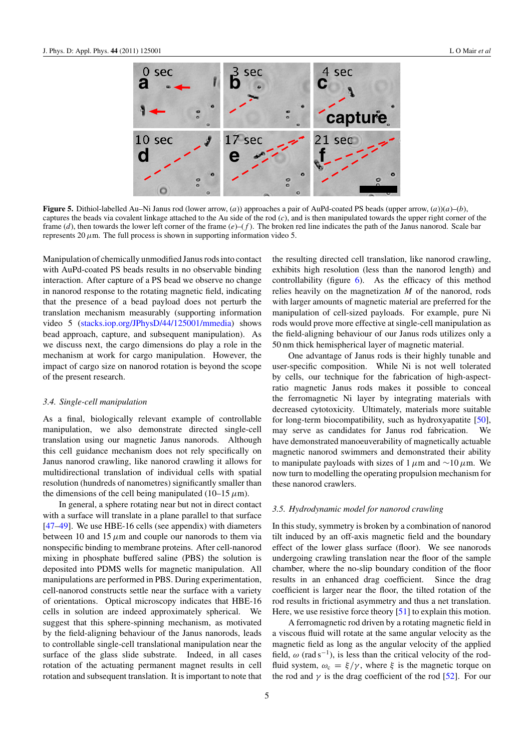**Figure 5.** Dithiol-labelled Au–Ni Janus rod (lower arrow, (*a*)) approaches a pair of AuPd-coated PS beads (upper arrow, (*a*))(*a*)–(*b*), captures the beads via covalent linkage attached to the Au side of the rod (*c*), and is then manipulated towards the upper right corner of the frame (*d*), then towards the lower left corner of the frame (*e*)–(*f*). The broken red line indicates the path of the Janus nanorod. Scale bar represents 20 $\mu$m. The full process is shown in supporting information video 5.

Manipulation of chemically unmodified Janus rods into contact with AuPd-coated PS beads results in no observable binding interaction. After capture of a PS bead we observe no change in nanorod response to the rotating magnetic field, indicating that the presence of a bead payload does not perturb the translation mechanism measurably (supporting information video 5 (stacks.iop.org/JPhysD/44/125001/mmedia) shows bead approach, capture, and subsequent manipulation). As we discuss next, the cargo dimensions do play a role in the mechanism at work for cargo manipulation. However, the impact of cargo size on nanorod rotation is beyond the scope of the present research.

### 3.4. Single-cell manipulation

As a final, biologically relevant example of controllable manipulation, we also demonstrate directed single-cell translation using our magnetic Janus nanorods. Although this cell guidance mechanism does not rely specifically on Janus nanorod crawling, like nanorod crawling it allows for multidirectional translation of individual cells with spatial resolution (hundreds of nanometres) significantly smaller than the dimensions of the cell being manipulated (10–15 $\mu$m).

In general, a sphere rotating near but not in direct contact with a surface will translate in a plane parallel to that surface [47–49]. We use HBE-16 cells (see appendix) with diameters between 10 and 15 $\mu$m and couple our nanorods to this cell via nonspecific binding to membrane proteins. After cell-nanorod mixing in phosphate buffered saline (PBS) the solution is deposited into PDMS wells for magnetic manipulation. All manipulations are performed in PBS. During experimentation, cell-nanorod constructs settle near the surface with a variety of orientations. Optical microscopy indicates that HBE-16 cells in solution are indeed approximately spherical. We suggest that this sphere-spinning mechanism, as motivated by the field-aligning behaviour of the Janus nanorods, leads to controllable single-cell translational manipulation near the surface of the glass slide substrate. Indeed, in all cases rotation of the actuating permanent magnet results in cell rotation and subsequent translation. It is important to note that the resulting directed cell translation, like nanorod crawling, exhibits high resolution (less than the nanorod length) and controllability (figure 6). As the efficacy of this method relies heavily on the magnetization $M$ of the nanorod, rods with larger amounts of magnetic material are preferred for the manipulation of cell-sized payloads. For example, pure Ni rods would prove more effective at single-cell manipulation as the field-aligning behaviour of our Janus rods utilizes only a 50 nm thick hemispherical layer of magnetic material.

One advantage of Janus rods is their highly tunable and user-specific composition. While Ni is not well tolerated by cells, our technique for the fabrication of high-aspect-ratio magnetic Janus rods makes it possible to conceal the ferromagnetic Ni layer by integrating materials with decreased cytotoxicity. Ultimately, materials more suitable for long-term biocompatibility, such as hydroxyapatite [50], may serve as candidates for Janus rod fabrication. We have demonstrated manoeuverability of magnetically actuable magnetic nanorod swimmers and demonstrated their ability to manipulate payloads with sizes of 1 $\mu$m and ~10 $\mu$m. We now turn to modelling the operating propulsion mechanism for these nanorod crawlers.

### 3.5. Hydrodynamic model for nanorod crawling

In this study, symmetry is broken by a combination of nanorod tilt induced by an off-axis magnetic field and the boundary effect of the lower glass surface (floor). We see nanorods undergoing crawling translation near the floor of the sample chamber, where the no-slip boundary condition of the floor results in an enhanced drag coefficient. Since the drag coefficient is larger near the floor, the tilted rotation of the rod results in frictional asymmetry and thus a net translation. Here, we use resistive force theory [51] to explain this motion.

A ferromagnetic rod driven by a rotating magnetic field in a viscous fluid will rotate at the same angular velocity as the magnetic field as long as the angular velocity of the applied field, $\omega$ (rad s$^{-1}$), is less than the critical velocity of the rod-fluid system, $\omega_c = \xi/\gamma$, where $\xi$ is the magnetic torque on the rod and $\gamma$ is the drag coefficient of the rod [52]. For our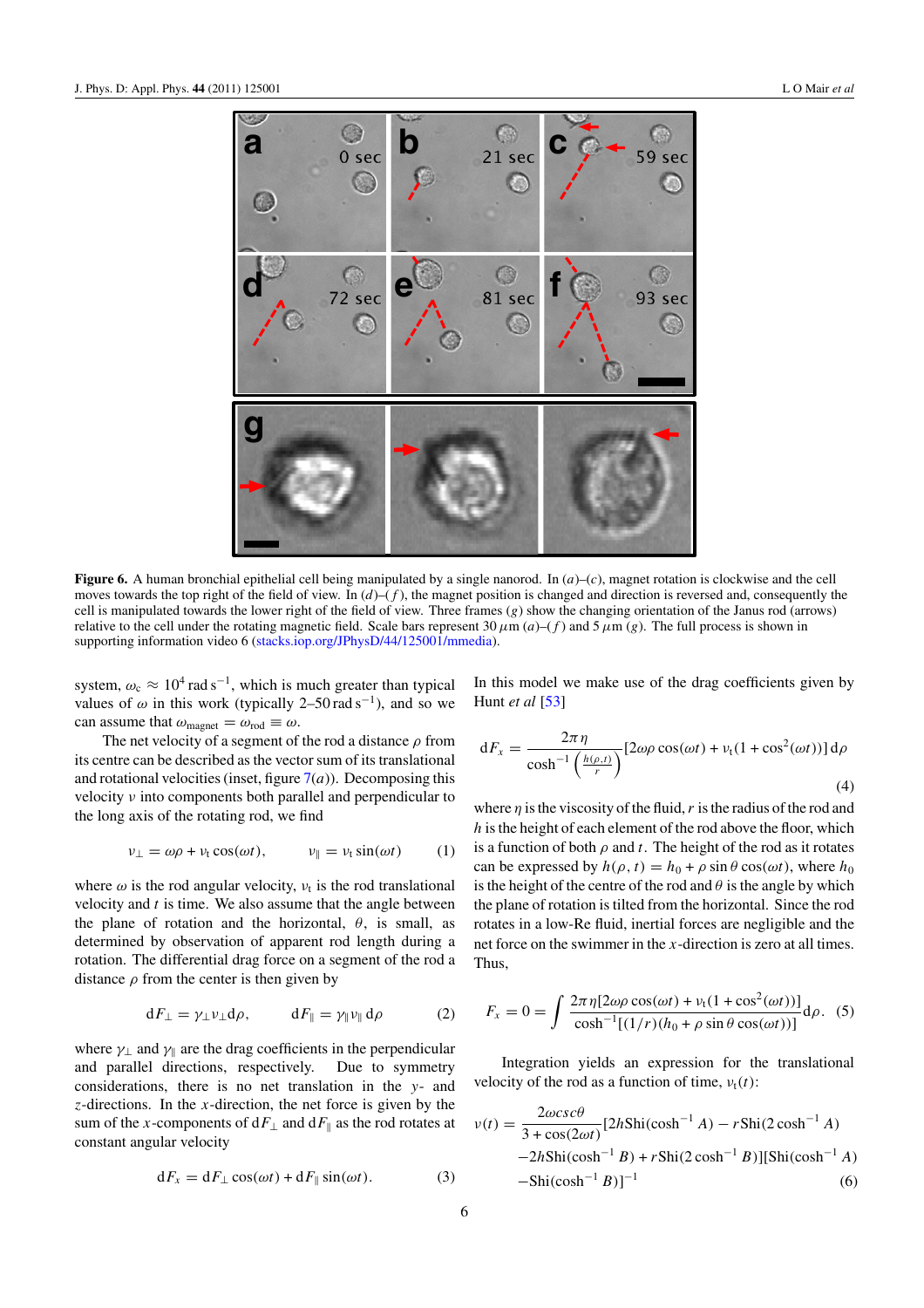**Figure 6.** A human bronchial epithelial cell being manipulated by a single nanorod. In (*a*)–(*c*), magnet rotation is clockwise and the cell moves towards the top right of the field of view. In (*d*)–(*f*), the magnet position is changed and direction is reversed and, consequently the cell is manipulated towards the lower right of the field of view. Three frames (*g*) show the changing orientation of the Janus rod (arrows) relative to the cell under the rotating magnetic field. Scale bars represent 30 $\mu$m (*a*)–(*f*) and 5 $\mu$m (*g*). The full process is shown in supporting information video 6 (stacks.iop.org/JPhysD/44/125001/mmedia).

system, $\omega_c \approx 10^4$ rad s$^{-1}$, which is much greater than typical values of $\omega$ in this work (typically 2–50 rad s$^{-1}$), and so we can assume that $\omega_{\text{magnet}} = \omega_{\text{rod}} \equiv \omega$.

The net velocity of a segment of the rod a distance $\rho$ from its centre can be described as the vector sum of its translational and rotational velocities (inset, figure 7(*a*)). Decomposing this velocity $v$ into components both parallel and perpendicular to the long axis of the rotating rod, we find

$$v_\perp = \omega\rho + v_t \cos(\omega t), \qquad v_\parallel = v_t \sin(\omega t) \tag{1}$$

where $\omega$ is the rod angular velocity, $v_t$ is the rod translational velocity and $t$ is time. We also assume that the angle between the plane of rotation and the horizontal, $\theta$, is small, as determined by observation of apparent rod length during a rotation. The differential drag force on a segment of the rod a distance $\rho$ from the center is then given by

$$\mathrm{d}F_\perp = \gamma_\perp v_\perp \mathrm{d}\rho, \qquad \mathrm{d}F_\parallel = \gamma_\parallel v_\parallel \mathrm{d}\rho \tag{2}$$

where $\gamma_\perp$ and $\gamma_\parallel$ are the drag coefficients in the perpendicular and parallel directions, respectively. Due to symmetry considerations, there is no net translation in the $y$- and $z$-directions. In the $x$-direction, the net force is given by the sum of the $x$-components of $\mathrm{d}F_\perp$ and $\mathrm{d}F_\parallel$ as the rod rotates at constant angular velocity

$$\mathrm{d}F_x = \mathrm{d}F_\perp \cos(\omega t) + \mathrm{d}F_\parallel \sin(\omega t). \tag{3}$$

In this model we make use of the drag coefficients given by Hunt *et al* [53]

$$\mathrm{d}F_x = \frac{2\pi\eta}{\cosh^{-1}\left(\frac{h(\rho,t)}{r}\right)}[2\omega\rho\cos(\omega t) + v_t(1+\cos^2(\omega t))]\,\mathrm{d}\rho \tag{4}$$

where $\eta$ is the viscosity of the fluid, $r$ is the radius of the rod and $h$ is the height of each element of the rod above the floor, which is a function of both $\rho$ and $t$. The height of the rod as it rotates can be expressed by $h(\rho, t) = h_0 + \rho\sin\theta\cos(\omega t)$, where $h_0$ is the height of the centre of the rod and $\theta$ is the angle by which the plane of rotation is tilted from the horizontal. Since the rod rotates in a low-Re fluid, inertial forces are negligible and the net force on the swimmer in the $x$-direction is zero at all times. Thus,

$$F_x = 0 = \int \frac{2\pi\eta[2\omega\rho\cos(\omega t) + v_t(1+\cos^2(\omega t))]}{\cosh^{-1}[(1/r)(h_0 + \rho\sin\theta\cos(\omega t))]}\mathrm{d}\rho. \tag{5}$$

Integration yields an expression for the translational velocity of the rod as a function of time, $v_t(t)$:

$$\begin{aligned} v(t) = \frac{2\omega c s c\theta}{3+\cos(2\omega t)}&[2h\mathrm{Shi}(\cosh^{-1}A) - r\mathrm{Shi}(2\cosh^{-1}A) \\ &-2h\mathrm{Shi}(\cosh^{-1}B) + r\mathrm{Shi}(2\cosh^{-1}B)][\mathrm{Shi}(\cosh^{-1}A) \\ &-\mathrm{Shi}(\cosh^{-1}B)]^{-1} \end{aligned} \tag{6}$$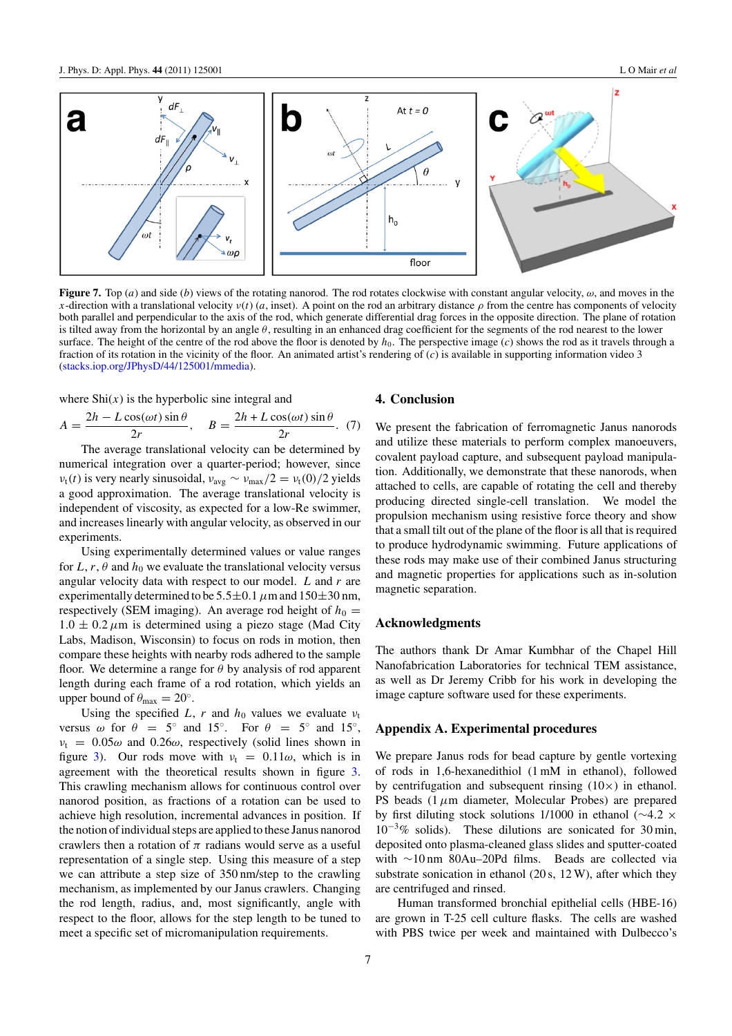**Figure 7.** Top (*a*) and side (*b*) views of the rotating nanorod. The rod rotates clockwise with constant angular velocity, $\omega$, and moves in the $x$-direction with a translational velocity $v(t)$ (*a*, inset). A point on the rod an arbitrary distance $\rho$ from the centre has components of velocity both parallel and perpendicular to the axis of the rod, which generate differential drag forces in the opposite direction. The plane of rotation is tilted away from the horizontal by an angle $\theta$, resulting in an enhanced drag coefficient for the segments of the rod nearest to the lower surface. The height of the centre of the rod above the floor is denoted by $h_0$. The perspective image (*c*) shows the rod as it travels through a fraction of its rotation in the vicinity of the floor. An animated artist's rendering of (*c*) is available in supporting information video 3 (stacks.iop.org/JPhysD/44/125001/mmedia).

where Shi($x$) is the hyperbolic sine integral and

$$A = \frac{2h - L\cos(\omega t)\sin\theta}{2r}, \quad B = \frac{2h + L\cos(\omega t)\sin\theta}{2r}. \quad (7)$$

The average translational velocity can be determined by numerical integration over a quarter-period; however, since $v_t(t)$ is very nearly sinusoidal, $v_{avg} \sim v_{max}/2 = v_t(0)/2$ yields a good approximation. The average translational velocity is independent of viscosity, as expected for a low-Re swimmer, and increases linearly with angular velocity, as observed in our experiments.

Using experimentally determined values or value ranges for $L$, $r$, $\theta$ and $h_0$ we evaluate the translational velocity versus angular velocity data with respect to our model. $L$ and $r$ are experimentally determined to be $5.5 \pm 0.1\,\mu$m and $150 \pm 30$ nm, respectively (SEM imaging). An average rod height of $h_0 = 1.0 \pm 0.2\,\mu$m is determined using a piezo stage (Mad City Labs, Madison, Wisconsin) to focus on rods in motion, then compare these heights with nearby rods adhered to the sample floor. We determine a range for $\theta$ by analysis of rod apparent length during each frame of a rod rotation, which yields an upper bound of $\theta_{max} = 20°$.

Using the specified $L$, $r$ and $h_0$ values we evaluate $v_t$ versus $\omega$ for $\theta = 5°$ and $15°$. For $\theta = 5°$ and $15°$, $v_t = 0.05\omega$ and $0.26\omega$, respectively (solid lines shown in figure 3). Our rods move with $v_t = 0.11\omega$, which is in agreement with the theoretical results shown in figure 3. This crawling mechanism allows for continuous control over nanorod position, as fractions of a rotation can be used to achieve high resolution, incremental advances in position. If the notion of individual steps are applied to these Janus nanorod crawlers then a rotation of $\pi$ radians would serve as a useful representation of a single step. Using this measure of a step we can attribute a step size of 350 nm/step to the crawling mechanism, as implemented by our Janus crawlers. Changing the rod length, radius, and, most significantly, angle with respect to the floor, allows for the step length to be tuned to meet a specific set of micromanipulation requirements.

## 4. Conclusion

We present the fabrication of ferromagnetic Janus nanorods and utilize these materials to perform complex manoeuvers, covalent payload capture, and subsequent payload manipulation. Additionally, we demonstrate that these nanorods, when attached to cells, are capable of rotating the cell and thereby producing directed single-cell translation. We model the propulsion mechanism using resistive force theory and show that a small tilt out of the plane of the floor is all that is required to produce hydrodynamic swimming. Future applications of these rods may make use of their combined Janus structuring and magnetic properties for applications such as in-solution magnetic separation.

## Acknowledgments

The authors thank Dr Amar Kumbhar of the Chapel Hill Nanofabrication Laboratories for technical TEM assistance, as well as Dr Jeremy Cribb for his work in developing the image capture software used for these experiments.

## Appendix A. Experimental procedures

We prepare Janus rods for bead capture by gentle vortexing of rods in 1,6-hexanedithiol (1 mM in ethanol), followed by centrifugation and subsequent rinsing (10×) in ethanol. PS beads (1 $\mu$m diameter, Molecular Probes) are prepared by first diluting stock solutions 1/1000 in ethanol (~4.2 × $10^{-3}$% solids). These dilutions are sonicated for 30 min, deposited onto plasma-cleaned glass slides and sputter-coated with ~10 nm 80Au–20Pd films. Beads are collected via substrate sonication in ethanol (20 s, 12 W), after which they are centrifuged and rinsed.

Human transformed bronchial epithelial cells (HBE-16) are grown in T-25 cell culture flasks. The cells are washed with PBS twice per week and maintained with Dulbecco's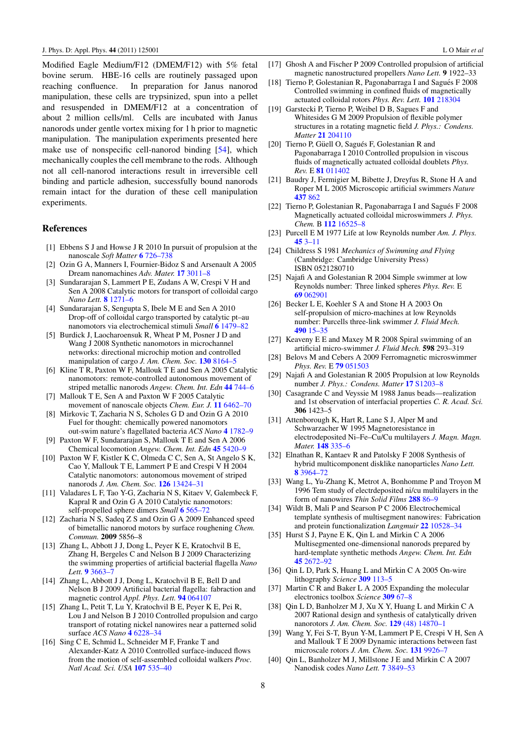Modified Eagle Medium/F12 (DMEM/F12) with 5% fetal bovine serum. HBE-16 cells are routinely passaged upon reaching confluence. In preparation for Janus nanorod manipulation, these cells are trypsinized, spun into a pellet and resuspended in DMEM/F12 at a concentration of about 2 million cells/ml. Cells are incubated with Janus nanorods under gentle vortex mixing for 1 h prior to magnetic manipulation. The manipulation experiments presented here make use of nonspecific cell-nanorod binding [54], which mechanically couples the cell membrane to the rods. Although not all cell-nanorod interactions result in irreversible cell binding and particle adhesion, successfully bound nanorods remain intact for the duration of these cell manipulation experiments.

## References

[1] Ebbens S J and Howse J R 2010 In pursuit of propulsion at the nanoscale *Soft Matter* **6** 726–738

[2] Ozin G A, Manners I, Fournier-Bidoz S and Arsenault A 2005 Dream nanomachines *Adv. Mater.* **17** 3011–8

[3] Sundararajan S, Lammert P E, Zudans A W, Crespi V H and Sen A 2008 Catalytic motors for transport of colloidal cargo *Nano Lett.* **8** 1271–6

[4] Sundararajan S, Sengupta S, Ibele M E and Sen A 2010 Drop-off of colloidal cargo transported by catalytic pt–au nanomotors via electrochemical stimuli *Small* **6** 1479–82

[5] Burdick J, Laocharoensuk R, Wheat P M, Posner J D and Wang J 2008 Synthetic nanomotors in microchannel networks: directional microchip motion and controlled manipulation of cargo *J. Am. Chem. Soc.* **130** 8164–5

[6] Kline T R, Paxton W F, Mallouk T E and Sen A 2005 Catalytic nanomotors: remote-controlled autonomous movement of striped metallic nanorods *Angew. Chem. Int. Edn* **44** 744–6

[7] Mallouk T E, Sen A and Paxton W F 2005 Catalytic movement of nanoscale objects *Chem. Eur. J.* **11** 6462–70

[8] Mirkovic T, Zacharia N S, Scholes G D and Ozin G A 2010 Fuel for thought: chemically powered nanomotors out-swim nature's flagellated bacteria *ACS Nano* **4** 1782–9

[9] Paxton W F, Sundararajan S, Mallouk T E and Sen A 2006 Chemical locomotion *Angew. Chem. Int. Edn* **45** 5420–9

[10] Paxton W F, Kistler K C, Olmeda C C, Sen A, St Angelo S K, Cao Y, Mallouk T E, Lammert P E and Crespi V H 2004 Catalytic nanomotors: autonomous movement of striped nanorods *J. Am. Chem. Soc.* **126** 13424–31

[11] Valadares L F, Tao Y-G, Zacharia N S, Kitaev V, Galembeck F, Kapral R and Ozin G A 2010 Catalytic nanomotors: self-propelled sphere dimers *Small* **6** 565–72

[12] Zacharia N S, Sadeq Z S and Ozin G A 2009 Enhanced speed of bimetallic nanorod motors by surface roughening *Chem. Commun.* **2009** 5856–8

[13] Zhang L, Abbott J J, Dong L, Peyer K E, Kratochvil B E, Zhang H, Bergeles C and Nelson B J 2009 Characterizing the swimming properties of artificial bacterial flagella *Nano Lett.* **9** 3663–7

[14] Zhang L, Abbott J J, Dong L, Kratochvil B E, Bell D and Nelson B J 2009 Artificial bacterial flagella: fabrication and magnetic control *Appl. Phys. Lett.* **94** 064107

[15] Zhang L, Petit T, Lu Y, Kratochvil B E, Peyer K E, Pei R, Lou J and Nelson B J 2010 Controlled propulsion and cargo transport of rotating nickel nanowires near a patterned solid surface *ACS Nano* **4** 6228–34

[16] Sing C E, Schmid L, Schneider M F, Franke T and Alexander-Katz A 2010 Controlled surface-induced flows from the motion of self-assembled colloidal walkers *Proc. Natl Acad. Sci. USA* **107** 535–40

[17] Ghosh A and Fischer P 2009 Controlled propulsion of artificial magnetic nanostructured propellers *Nano Lett.* **9** 1922–33

[18] Tierno P, Golestanian R, Pagonabarraga I and Sagués F 2008 Controlled swimming in confined fluids of magnetically actuated colloidal rotors *Phys. Rev. Lett.* **101** 218304

[19] Garstecki P, Tierno P, Weibel D B, Sagues F and Whitesides G M 2009 Propulsion of flexible polymer structures in a rotating magnetic field *J. Phys.: Condens. Matter* **21** 204110

[20] Tierno P, Güell O, Sagués F, Golestanian R and Pagonabarraga I 2010 Controlled propulsion in viscous fluids of magnetically actuated colloidal doublets *Phys. Rev.* E **81** 011402

[21] Baudry J, Fermigier M, Bibette J, Dreyfus R, Stone H A and Roper M L 2005 Microscopic artificial swimmers *Nature* **437** 862

[22] Tierno P, Golestanian R, Pagonabarraga I and Sagués F 2008 Magnetically actuated colloidal microswimmers *J. Phys. Chem.* B **112** 16525–8

[23] Purcell E M 1977 Life at low Reynolds number *Am. J. Phys.* **45** 3–11

[24] Childress S 1981 *Mechanics of Swimming and Flying* (Cambridge: Cambridge University Press) ISBN 0521280710

[25] Najafi A and Golestanian R 2004 Simple swimmer at low Reynolds number: Three linked spheres *Phys. Rev.* E **69** 062901

[26] Becker L E, Koehler S A and Stone H A 2003 On self-propulsion of micro-machines at low Reynolds number: Purcells three-link swimmer *J. Fluid Mech.* **490** 15–35

[27] Keaveny E E and Maxey M R 2008 Spiral swimming of an artificial micro-swimmer *J. Fluid Mech.* **598** 293–319

[28] Belovs M and Cebers A 2009 Ferromagnetic microswimmer *Phys. Rev.* E **79** 051503

[29] Najafi A and Golestanian R 2005 Propulsion at low Reynolds number *J. Phys.: Condens. Matter* **17** S1203–8

[30] Casagrande C and Veyssie M 1988 Janus beads—realization and 1st observation of interfacial properties *C. R. Acad. Sci.* **306** 1423–5

[31] Attenborough K, Hart R, Lane S J, Alper M and Schwarzacher W 1995 Magnetoresistance in electrodeposited Ni–Fe–Cu/Cu multilayers *J. Magn. Magn. Mater.* **148** 335–6

[32] Elnathan R, Kantaev R and Patolsky F 2008 Synthesis of hybrid multicomponent disklike nanoparticles *Nano Lett.* **8** 3964–72

[33] Wang L, Yu-Zhang K, Metrot A, Bonhomme P and Troyon M 1996 Tem study of electrdeposited ni/cu multilayers in the form of nanowires *Thin Solid Films* **288** 86–9

[34] Wildt B, Mali P and Searson P C 2006 Electrochemical template synthesis of multisegment nanowires: Fabrication and protein functionalization *Langmuir* **22** 10528–34

[35] Hurst S J, Payne E K, Qin L and Mirkin C A 2006 Multisegmented one-dimensional nanorods prepared by hard-template synthetic methods *Angew. Chem. Int. Edn* **45** 2672–92

[36] Qin L D, Park S, Huang L and Mirkin C A 2005 On-wire lithography *Science* **309** 113–5

[37] Martin C R and Baker L A 2005 Expanding the molecular electronics toolbox *Science* **309** 67–8

[38] Qin L D, Banholzer M J, Xu X Y, Huang L and Mirkin C A 2007 Rational design and synthesis of catalytically driven nanorotors *J. Am. Chem. Soc.* **129** (48) 14870–1

[39] Wang Y, Fei S-T, Byun Y-M, Lammert P E, Crespi V H, Sen A and Mallouk T E 2009 Dynamic interactions between fast microscale rotors *J. Am. Chem. Soc.* **131** 9926–7

[40] Qin L D, Banholzer M J, Millstone J E and Mirkin C A 2007 Nanodisk codes *Nano Lett.* **7** 3849–53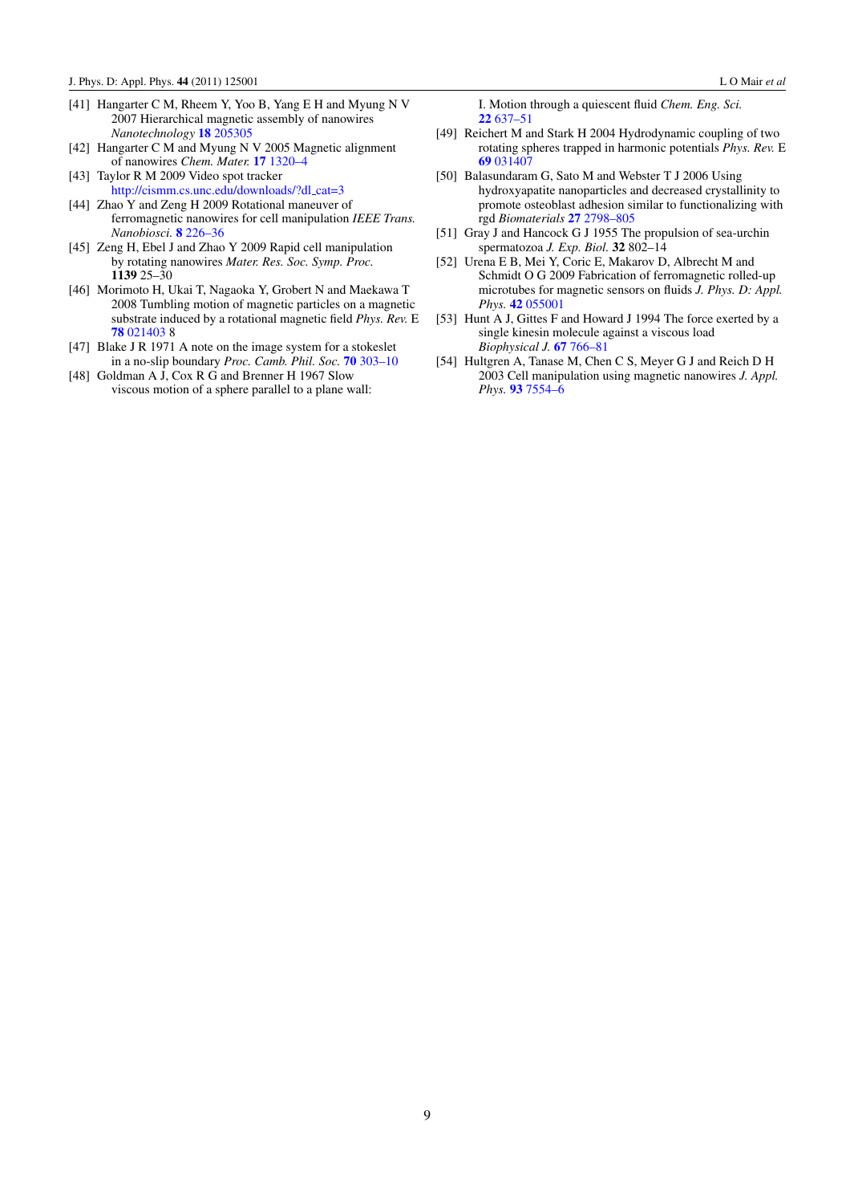[41] Hangarter C M, Rheem Y, Yoo B, Yang E H and Myung N V 2007 Hierarchical magnetic assembly of nanowires *Nanotechnology* **18** 205305

[42] Hangarter C M and Myung N V 2005 Magnetic alignment of nanowires *Chem. Mater.* **17** 1320–4

[43] Taylor R M 2009 Video spot tracker http://cismm.cs.unc.edu/downloads/?dl_cat=3

[44] Zhao Y and Zeng H 2009 Rotational maneuver of ferromagnetic nanowires for cell manipulation *IEEE Trans. Nanobiosci.* **8** 226–36

[45] Zeng H, Ebel J and Zhao Y 2009 Rapid cell manipulation by rotating nanowires *Mater. Res. Soc. Symp. Proc.* **1139** 25–30

[46] Morimoto H, Ukai T, Nagaoka Y, Grobert N and Maekawa T 2008 Tumbling motion of magnetic particles on a magnetic substrate induced by a rotational magnetic field *Phys. Rev.* E **78** 021403 8

[47] Blake J R 1971 A note on the image system for a stokeslet in a no-slip boundary *Proc. Camb. Phil. Soc.* **70** 303–10

[48] Goldman A J, Cox R G and Brenner H 1967 Slow viscous motion of a sphere parallel to a plane wall: I. Motion through a quiescent fluid *Chem. Eng. Sci.* **22** 637–51

[49] Reichert M and Stark H 2004 Hydrodynamic coupling of two rotating spheres trapped in harmonic potentials *Phys. Rev.* E **69** 031407

[50] Balasundaram G, Sato M and Webster T J 2006 Using hydroxyapatite nanoparticles and decreased crystallinity to promote osteoblast adhesion similar to functionalizing with rgd *Biomaterials* **27** 2798–805

[51] Gray J and Hancock G J 1955 The propulsion of sea-urchin spermatozoa *J. Exp. Biol.* **32** 802–14

[52] Urena E B, Mei Y, Coric E, Makarov D, Albrecht M and Schmidt O G 2009 Fabrication of ferromagnetic rolled-up microtubes for magnetic sensors on fluids *J. Phys. D: Appl. Phys.* **42** 055001

[53] Hunt A J, Gittes F and Howard J 1994 The force exerted by a single kinesin molecule against a viscous load *Biophysical J.* **67** 766–81

[54] Hultgren A, Tanase M, Chen C S, Meyer G J and Reich D H 2003 Cell manipulation using magnetic nanowires *J. Appl. Phys.* **93** 7554–6